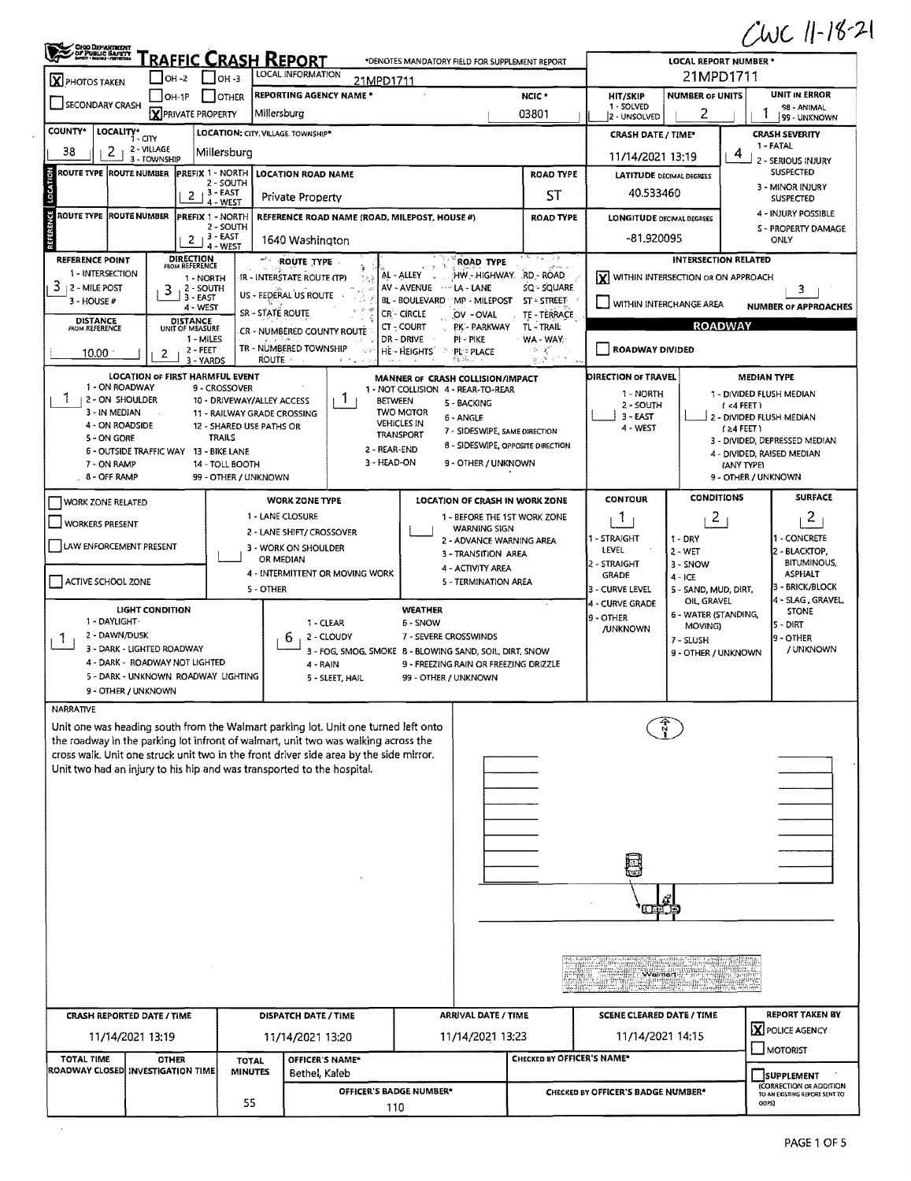CWC 11-18-21

# TRAFFIC CRASH REPORT

*DENOTES MANDATORY FIELD FOR SUPPLEMENT REPORT

| Field | Value |
|---|---|
| LOCAL REPORT NUMBER * | 21MPD1711 |
| PHOTOS TAKEN | X |
| PRIVATE PROPERTY | X |
| LOCAL INFORMATION | 21MPD1711 |
| REPORTING AGENCY NAME * | Millersburg |
| NCIC * | 03801 |
| HIT/SKIP (1 - SOLVED, 2 - UNSOLVED) | |
| NUMBER OF UNITS | 2 |
| UNIT IN ERROR (98 - ANIMAL, 99 - UNKNOWN) | 1 |
| COUNTY* | 38 |
| LOCALITY* (1 - CITY, 2 - VILLAGE, 3 - TOWNSHIP) | 2 |
| LOCATION: CITY, VILLAGE, TOWNSHIP* | Millersburg |
| CRASH DATE / TIME* | 11/14/2021 13:19 |
| CRASH SEVERITY (1 - FATAL, 2 - SERIOUS INJURY SUSPECTED, 3 - MINOR INJURY SUSPECTED, 4 - INJURY POSSIBLE, 5 - PROPERTY DAMAGE ONLY) | 4 |

## LOCATION

| ROUTE TYPE | ROUTE NUMBER | PREFIX (1 - NORTH, 2 - SOUTH, 3 - EAST, 4 - WEST) | LOCATION ROAD NAME | ROAD TYPE | LATITUDE DECIMAL DEGREES |
|---|---|---|---|---|---|
| | | 2 | Private Property | ST | 40.533460 |

## REFERENCE

| ROUTE TYPE | ROUTE NUMBER | PREFIX | REFERENCE ROAD NAME (ROAD, MILEPOST, HOUSE #) | ROAD TYPE | LONGITUDE DECIMAL DEGREES |
|---|---|---|---|---|---|
| | | 2 | 1640 Washington | | -81.920095 |

| Field | Value |
|---|---|
| REFERENCE POINT (1 - INTERSECTION, 2 - MILE POST, 3 - HOUSE #) | 3 |
| DIRECTION FROM REFERENCE (1 - NORTH, 2 - SOUTH, 3 - EAST, 4 - WEST) | 3 |
| DISTANCE FROM REFERENCE | 10.00 |
| DISTANCE UNIT OF MEASURE (1 - MILES, 2 - FEET, 3 - YARDS) | 2 |

ROUTE TYPE: IR - INTERSTATE ROUTE (TP), US - FEDERAL US ROUTE, SR - STATE ROUTE, CR - NUMBERED COUNTY ROUTE, TR - NUMBERED TOWNSHIP ROUTE

ROAD TYPE: AL - ALLEY, AV - AVENUE, BL - BOULEVARD, CR - CIRCLE, CT - COURT, DR - DRIVE, HE - HEIGHTS, HW - HIGHWAY, LA - LANE, MP - MILEPOST, OV - OVAL, PK - PARKWAY, PI - PIKE, PL - PLACE, RD - ROAD, SQ - SQUARE, ST - STREET, TE - TERRACE, TL - TRAIL, WA - WAY

## INTERSECTION RELATED

- [X] WITHIN INTERSECTION OR ON APPROACH
- [ ] WITHIN INTERCHANGE AREA
- NUMBER OF APPROACHES: 3

## ROADWAY

- [ ] ROADWAY DIVIDED

| Field | Value |
|---|---|
| LOCATION OF FIRST HARMFUL EVENT | 1 |
| MANNER OF CRASH COLLISION/IMPACT | 1 |
| DIRECTION OF TRAVEL | |
| MEDIAN TYPE | |

LOCATION OF FIRST HARMFUL EVENT: 1 - ON ROADWAY, 2 - ON SHOULDER, 3 - IN MEDIAN, 4 - ON ROADSIDE, 5 - ON GORE, 6 - OUTSIDE TRAFFIC WAY, 7 - ON RAMP, 8 - OFF RAMP, 9 - CROSSOVER, 10 - DRIVEWAY/ALLEY ACCESS, 11 - RAILWAY GRADE CROSSING, 12 - SHARED USE PATHS OR TRAILS, 13 - BIKE LANE, 14 - TOLL BOOTH, 99 - OTHER / UNKNOWN

MANNER OF CRASH COLLISION/IMPACT: 1 - NOT COLLISION BETWEEN TWO MOTOR VEHICLES IN TRANSPORT, 2 - REAR-END, 3 - HEAD-ON, 4 - REAR-TO-REAR, 5 - BACKING, 6 - ANGLE, 7 - SIDESWIPE, SAME DIRECTION, 8 - SIDESWIPE, OPPOSITE DIRECTION, 9 - OTHER / UNKNOWN

DIRECTION OF TRAVEL: 1 - NORTH, 2 - SOUTH, 3 - EAST, 4 - WEST

MEDIAN TYPE: 1 - DIVIDED FLUSH MEDIAN (<4 FEET), 2 - DIVIDED FLUSH MEDIAN (≥4 FEET), 3 - DIVIDED, DEPRESSED MEDIAN, 4 - DIVIDED, RAISED MEDIAN (ANY TYPE), 9 - OTHER / UNKNOWN

## WORK ZONE

- [ ] WORK ZONE RELATED
- [ ] WORKERS PRESENT
- [ ] LAW ENFORCEMENT PRESENT
- [ ] ACTIVE SCHOOL ZONE

WORK ZONE TYPE: 1 - LANE CLOSURE, 2 - LANE SHIFT/CROSSOVER, 3 - WORK ON SHOULDER OR MEDIAN, 4 - INTERMITTENT OR MOVING WORK, 5 - OTHER

LOCATION OF CRASH IN WORK ZONE: 1 - BEFORE THE 1ST WORK ZONE WARNING SIGN, 2 - ADVANCE WARNING AREA, 3 - TRANSITION AREA, 4 - ACTIVITY AREA, 5 - TERMINATION AREA

| CONTOUR | CONDITIONS | SURFACE |
|---|---|---|
| 1 | 2 | 2 |

CONTOUR: 1 - STRAIGHT LEVEL, 2 - STRAIGHT GRADE, 3 - CURVE LEVEL, 4 - CURVE GRADE, 9 - OTHER /UNKNOWN

CONDITIONS: 1 - DRY, 2 - WET, 3 - SNOW, 4 - ICE, 5 - SAND, MUD, DIRT, OIL, GRAVEL, 6 - WATER (STANDING, MOVING), 7 - SLUSH, 9 - OTHER / UNKNOWN

SURFACE: 1 - CONCRETE, 2 - BLACKTOP, BITUMINOUS, ASPHALT, 3 - BRICK/BLOCK, 4 - SLAG, GRAVEL, STONE, 5 - DIRT, 9 - OTHER / UNKNOWN

| LIGHT CONDITION | WEATHER |
|---|---|
| 1 | 6 |

LIGHT CONDITION: 1 - DAYLIGHT, 2 - DAWN/DUSK, 3 - DARK - LIGHTED ROADWAY, 4 - DARK - ROADWAY NOT LIGHTED, 5 - DARK - UNKNOWN ROADWAY LIGHTING, 9 - OTHER / UNKNOWN

WEATHER: 1 - CLEAR, 2 - CLOUDY, 3 - FOG, SMOG, SMOKE, 4 - RAIN, 5 - SLEET, HAIL, 6 - SNOW, 7 - SEVERE CROSSWINDS, 8 - BLOWING SAND, SOIL, DIRT, SNOW, 9 - FREEZING RAIN OR FREEZING DRIZZLE, 99 - OTHER / UNKNOWN

## NARRATIVE

Unit one was heading south from the Walmart parking lot. Unit one turned left onto the roadway in the parking lot infront of walmart, unit two was walking across the cross walk. Unit one struck unit two in the front driver side area by the side mirror. Unit two had an injury to his hip and was transported to the hospital.

Walmart

| CRASH REPORTED DATE / TIME | DISPATCH DATE / TIME | ARRIVAL DATE / TIME | SCENE CLEARED DATE / TIME | REPORT TAKEN BY |
|---|---|---|---|---|
| 11/14/2021 13:19 | 11/14/2021 13:20 | 11/14/2021 13:23 | 11/14/2021 14:15 | [X] POLICE AGENCY [ ] MOTORIST |

| TOTAL TIME ROADWAY CLOSED | OTHER INVESTIGATION TIME | TOTAL MINUTES | OFFICER'S NAME* | CHECKED BY OFFICER'S NAME* |
|---|---|---|---|---|
| | | 55 | Bethel, Kaleb | |

| OFFICER'S BADGE NUMBER* | CHECKED BY OFFICER'S BADGE NUMBER* | SUPPLEMENT (CORRECTION OR ADDITION TO AN EXISTING REPORT SENT TO ODPS) |
|---|---|---|
| 110 | | [ ] |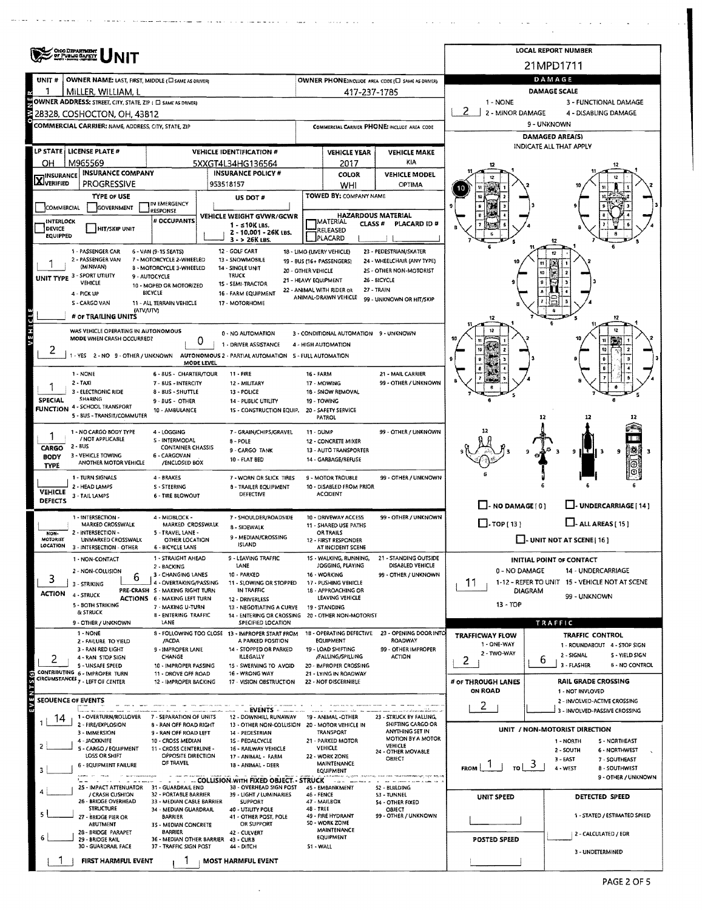# UNIT

**LOCAL REPORT NUMBER:** 21MPD1711

| UNIT # | OWNER NAME: LAST, FIRST, MIDDLE | OWNER PHONE |
|---|---|---|
| 1 | MILLER, WILLIAM, L | 417-237-1785 |

**OWNER ADDRESS:** 28328, COSHOCTON, OH, 43812

**COMMERCIAL CARRIER:** NAME, ADDRESS, CITY, STATE, ZIP

**COMMERCIAL CARRIER PHONE:**

| LP STATE | LICENSE PLATE # | VEHICLE IDENTIFICATION # | VEHICLE YEAR | VEHICLE MAKE |
|---|---|---|---|---|
| OH | M965569 | 5XXGT4L34HG136564 | 2017 | KIA |

| INSURANCE | INSURANCE COMPANY | INSURANCE POLICY # | COLOR | VEHICLE MODEL |
|---|---|---|---|---|
| X VERIFIED | PROGRESSIVE | 953518157 | WHI | OPTIMA |

**TYPE OF USE:** COMMERCIAL / GOVERNMENT / IN EMERGENCY RESPONSE

**US DOT #:**

**TOWED BY:** COMPANY NAME

**INTERLOCK DEVICE EQUIPPED / HIT/SKIP UNIT / # OCCUPANTS**

**VEHICLE WEIGHT GVWR/GCWR:** 1 - ≤10K LBS. 2 - 10,001 - 26K LBS. 3 - > 26K LBS.

**HAZARDOUS MATERIAL:** MATERIAL RELEASED / PLACARD / CLASS # / PLACARD ID #

**UNIT TYPE:** 1
1 - PASSENGER CAR, 2 - PASSENGER VAN (MINIVAN), 3 - SPORT UTILITY VEHICLE, 4 - PICK UP, 5 - CARGO VAN, 6 - VAN (9-15 SEATS), 7 - MOTORCYCLE 2-WHEELED, 8 - MOTORCYCLE 3-WHEELED, 9 - AUTOCYCLE, 10 - MOPED OR MOTORIZED BICYCLE, 11 - ALL TERRAIN VEHICLE (ATV/UTV), 12 - GOLF CART, 13 - SNOWMOBILE, 14 - SINGLE UNIT TRUCK, 15 - SEMI-TRACTOR, 16 - FARM EQUIPMENT, 17 - MOTORHOME, 18 - LIMO (LIVERY VEHICLE), 19 - BUS (16+ PASSENGERS), 20 - OTHER VEHICLE, 21 - HEAVY EQUIPMENT, 22 - ANIMAL WITH RIDER OR ANIMAL-DRAWN VEHICLE, 23 - PEDESTRIAN/SKATER, 24 - WHEELCHAIR (ANY TYPE), 25 - OTHER NON-MOTORIST, 26 - BICYCLE, 27 - TRAIN, 99 - UNKNOWN OR HIT/SKIP

**# OF TRAILING UNITS:**

**WAS VEHICLE OPERATING IN AUTONOMOUS MODE WHEN CRASH OCCURRED?** 2
1 - YES 2 - NO 9 - OTHER / UNKNOWN

**AUTONOMOUS MODE LEVEL:** 0
0 - NO AUTOMATION, 1 - DRIVER ASSISTANCE, 2 - PARTIAL AUTOMATION, 3 - CONDITIONAL AUTOMATION, 4 - HIGH AUTOMATION, 5 - FULL AUTOMATION, 9 - UNKNOWN

**SPECIAL FUNCTION:** 1
1 - NONE, 2 - TAXI, 3 - ELECTRONIC RIDE SHARING, 4 - SCHOOL TRANSPORT, 5 - BUS - TRANSIT/COMMUTER, 6 - BUS - CHARTER/TOUR, 7 - BUS - INTERCITY, 8 - BUS - SHUTTLE, 9 - BUS - OTHER, 10 - AMBULANCE, 11 - FIRE, 12 - MILITARY, 13 - POLICE, 14 - PUBLIC UTILITY, 15 - CONSTRUCTION EQUIP., 16 - FARM, 17 - MOWING, 18 - SNOW REMOVAL, 19 - TOWING, 20 - SAFETY SERVICE PATROL, 21 - MAIL CARRIER, 99 - OTHER / UNKNOWN

**CARGO BODY TYPE:** 1
1 - NO CARGO BODY TYPE / NOT APPLICABLE, 2 - BUS, 3 - VEHICLE TOWING ANOTHER MOTOR VEHICLE, 4 - LOGGING, 5 - INTERMODAL CONTAINER CHASSIS, 6 - CARGOVAN /ENCLOSED BOX, 7 - GRAIN/CHIPS/GRAVEL, 8 - POLE, 9 - CARGO TANK, 10 - FLAT BED, 11 - DUMP, 12 - CONCRETE MIXER, 13 - AUTO TRANSPORTER, 14 - GARBAGE/REFUSE, 99 - OTHER / UNKNOWN

**VEHICLE DEFECTS:**
1 - TURN SIGNALS, 2 - HEAD LAMPS, 3 - TAIL LAMPS, 4 - BRAKES, 5 - STEERING, 6 - TIRE BLOWOUT, 7 - WORN OR SLICK TIRES, 8 - TRAILER EQUIPMENT DEFECTIVE, 9 - MOTOR TROUBLE, 10 - DISABLED FROM PRIOR ACCIDENT, 99 - OTHER / UNKNOWN

**NON-MOTORIST LOCATION:**
1 - INTERSECTION - MARKED CROSSWALK, 2 - INTERSECTION - UNMARKED CROSSWALK, 3 - INTERSECTION - OTHER, 4 - MIDBLOCK - MARKED CROSSWALK, 5 - TRAVEL LANE - OTHER LOCATION, 6 - BICYCLE LANE, 7 - SHOULDER/ROADSIDE, 8 - SIDEWALK, 9 - MEDIAN/CROSSING ISLAND, 10 - DRIVEWAY ACCESS, 11 - SHARED USE PATHS OR TRAILS, 12 - FIRST RESPONDER AT INCIDENT SCENE, 99 - OTHER / UNKNOWN

**ACTION:** 3 **PRE-CRASH ACTIONS:** 6
1 - NON-CONTACT, 2 - NON-COLLISION, 3 - STRIKING, 4 - STRUCK, 5 - BOTH STRIKING & STRUCK, 9 - OTHER / UNKNOWN
1 - STRAIGHT AHEAD, 2 - BACKING, 3 - CHANGING LANES, 4 - OVERTAKING/PASSING, 5 - MAKING RIGHT TURN, 6 - MAKING LEFT TURN, 7 - MAKING U-TURN, 8 - ENTERING TRAFFIC LANE, 9 - LEAVING TRAFFIC LANE, 10 - PARKED, 11 - SLOWING OR STOPPED IN TRAFFIC, 12 - DRIVERLESS, 13 - NEGOTIATING A CURVE, 14 - ENTERING OR CROSSING SPECIFIED LOCATION, 15 - WALKING, RUNNING, JOGGING, PLAYING, 16 - WORKING, 17 - PUSHING VEHICLE, 18 - APPROACHING OR LEAVING VEHICLE, 19 - STANDING, 20 - OTHER NON-MOTORIST, 21 - STANDING OUTSIDE DISABLED VEHICLE, 99 - OTHER / UNKNOWN

**CONTRIBUTING CIRCUMSTANCES:** 2
1 - NONE, 2 - FAILURE TO YIELD, 3 - RAN RED LIGHT, 4 - RAN STOP SIGN, 5 - UNSAFE SPEED, 6 - IMPROPER TURN, 7 - LEFT OF CENTER, 8 - FOLLOWING TOO CLOSE /ACDA, 9 - IMPROPER LANE CHANGE, 10 - IMPROPER PASSING, 11 - DROVE OFF ROAD, 12 - IMPROPER BACKING, 13 - IMPROPER START FROM A PARKED POSITION, 14 - STOPPED OR PARKED ILLEGALLY, 15 - SWERVING TO AVOID, 16 - WRONG WAY, 17 - VISION OBSTRUCTION, 18 - OPERATING DEFECTIVE EQUIPMENT, 19 - LOAD SHIFTING /FALLING/SPILLING, 20 - IMPROPER CROSSING, 21 - LYING IN ROADWAY, 22 - NOT DISCERNIBLE, 23 - OPENING DOOR INTO ROADWAY, 99 - OTHER IMPROPER ACTION

**SEQUENCE OF EVENTS:**
1: 14
2:
3:
4:
5:
6:

**EVENTS:** 1 - OVERTURN/ROLLOVER, 2 - FIRE/EXPLOSION, 3 - IMMERSION, 4 - JACKKNIFE, 5 - CARGO / EQUIPMENT LOSS OR SHIFT, 6 - EQUIPMENT FAILURE, 7 - SEPARATION OF UNITS, 8 - RAN OFF ROAD RIGHT, 9 - RAN OFF ROAD LEFT, 10 - CROSS MEDIAN, 11 - CROSS CENTERLINE - OPPOSITE DIRECTION OF TRAVEL, 12 - DOWNHILL RUNAWAY, 13 - OTHER NON-COLLISION, 14 - PEDESTRIAN, 15 - PEDALCYCLE, 16 - RAILWAY VEHICLE, 17 - ANIMAL - FARM, 18 - ANIMAL - DEER, 19 - ANIMAL -OTHER, 20 - MOTOR VEHICLE IN TRANSPORT, 21 - PARKED MOTOR VEHICLE, 22 - WORK ZONE MAINTENANCE EQUIPMENT, 23 - STRUCK BY FALLING, SHIFTING CARGO OR ANYTHING SET IN MOTION BY A MOTOR VEHICLE, 24 - OTHER MOVABLE OBJECT

**COLLISION WITH FIXED OBJECT - STRUCK:** 25 - IMPACT ATTENUATOR / CRASH CUSHION, 26 - BRIDGE OVERHEAD STRUCTURE, 27 - BRIDGE PIER OR ABUTMENT, 28 - BRIDGE PARAPET, 29 - BRIDGE RAIL, 30 - GUARDRAIL FACE, 31 - GUARDRAIL END, 32 - PORTABLE BARRIER, 33 - MEDIAN CABLE BARRIER, 34 - MEDIAN GUARDRAIL BARRIER, 35 - MEDIAN CONCRETE BARRIER, 36 - MEDIAN OTHER BARRIER, 37 - TRAFFIC SIGN POST, 38 - OVERHEAD SIGN POST, 39 - LIGHT / LUMINARIES SUPPORT, 40 - UTILITY POLE, 41 - OTHER POST, POLE OR SUPPORT, 42 - CULVERT, 43 - CURB, 44 - DITCH, 45 - EMBANKMENT, 46 - FENCE, 47 - MAILBOX, 48 - TREE, 49 - FIRE HYDRANT, 50 - WORK ZONE MAINTENANCE EQUIPMENT, 51 - WALL, 52 - BUILDING, 53 - TUNNEL, 54 - OTHER FIXED OBJECT, 99 - OTHER / UNKNOWN

**FIRST HARMFUL EVENT:** 1 **MOST HARMFUL EVENT:** 1

## DAMAGE

**DAMAGE SCALE:** 2
1 - NONE, 2 - MINOR DAMAGE, 3 - FUNCTIONAL DAMAGE, 4 - DISABLING DAMAGE, 9 - UNKNOWN

**DAMAGED AREA(S):** INDICATE ALL THAT APPLY — 10

NO DAMAGE [0] / UNDERCARRIAGE [14] / TOP [13] / ALL AREAS [15] / UNIT NOT AT SCENE [16]

**INITIAL POINT OF CONTACT:** 11
0 - NO DAMAGE, 1-12 - REFER TO UNIT DIAGRAM, 13 - TOP, 14 - UNDERCARRIAGE, 15 - VEHICLE NOT AT SCENE, 99 - UNKNOWN

## TRAFFIC

**TRAFFICWAY FLOW:** 2
1 - ONE-WAY, 2 - TWO-WAY

**TRAFFIC CONTROL:** 6
1 - ROUNDABOUT, 2 - SIGNAL, 3 - FLASHER, 4 - STOP SIGN, 5 - YIELD SIGN, 6 - NO CONTROL

**# OF THROUGH LANES ON ROAD:** 2

**RAIL GRADE CROSSING:** 1 - NOT INVLOVED, 2 - INVOLVED-ACTIVE CROSSING, 3 - INVOLVED-PASSIVE CROSSING

**UNIT / NON-MOTORIST DIRECTION:** FROM 1 TO 3
1 - NORTH, 2 - SOUTH, 3 - EAST, 4 - WEST, 5 - NORTHEAST, 6 - NORTHWEST, 7 - SOUTHEAST, 8 - SOUTHWEST, 9 - OTHER / UNKNOWN

**UNIT SPEED:**

**POSTED SPEED:**

**DETECTED SPEED:** 1 - STATED / ESTIMATED SPEED, 2 - CALCULATED / EDR, 3 - UNDETERMINED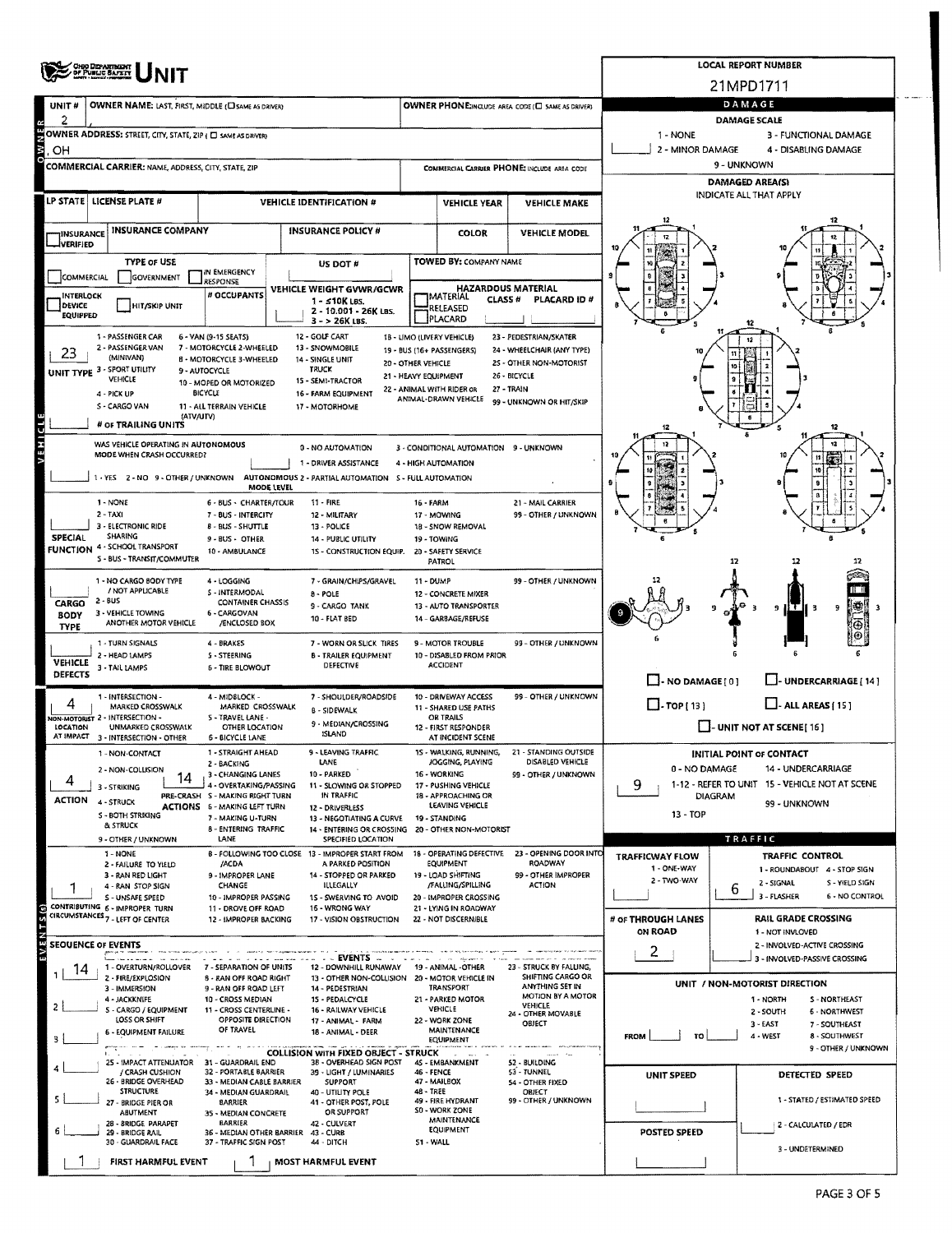# UNIT

**LOCAL REPORT NUMBER:** 21MPD1711

| UNIT # | OWNER NAME: LAST, FIRST, MIDDLE (☐ SAME AS DRIVER) | OWNER PHONE: INCLUDE AREA CODE (☐ SAME AS DRIVER) |
|---|---|---|
| 2 | , | |

OWNER ADDRESS: STREET, CITY, STATE, ZIP (☐ SAME AS DRIVER)
, OH

COMMERCIAL CARRIER: NAME, ADDRESS, CITY, STATE, ZIP | COMMERCIAL CARRIER PHONE: INCLUDE AREA CODE

| LP STATE | LICENSE PLATE # | VEHICLE IDENTIFICATION # | VEHICLE YEAR | VEHICLE MAKE |
|---|---|---|---|---|
| | | | | |

| INSURANCE VERIFIED | INSURANCE COMPANY | INSURANCE POLICY # | COLOR | VEHICLE MODEL |
|---|---|---|---|---|
| | | | | |

**TYPE OF USE:** ☐ COMMERCIAL ☐ GOVERNMENT ☐ IN EMERGENCY RESPONSE ☐ INTERLOCK DEVICE EQUIPPED ☐ HIT/SKIP UNIT

# OCCUPANTS:

US DOT #:

TOWED BY: COMPANY NAME

VEHICLE WEIGHT GVWR/GCWR: 1 - ≤10K LBS. 2 - 10.001 - 26K LBS. 3 - > 26K LBS.

HAZARDOUS MATERIAL: ☐ MATERIAL RELEASED ☐ PLACARD — CLASS # — PLACARD ID #

**UNIT TYPE:** 23

1 - PASSENGER CAR; 2 - PASSENGER VAN (MINIVAN); 3 - SPORT UTILITY VEHICLE; 4 - PICK UP; 5 - CARGO VAN; 6 - VAN (9-15 SEATS); 7 - MOTORCYCLE 2-WHEELED; 8 - MOTORCYCLE 3-WHEELED; 9 - AUTOCYCLE; 10 - MOPED OR MOTORIZED BICYCLE; 11 - ALL TERRAIN VEHICLE (ATV/UTV); 12 - GOLF CART; 13 - SNOWMOBILE; 14 - SINGLE UNIT TRUCK; 15 - SEMI-TRACTOR; 16 - FARM EQUIPMENT; 17 - MOTORHOME; 18 - LIMO (LIVERY VEHICLE); 19 - BUS (16+ PASSENGERS); 20 - OTHER VEHICLE; 21 - HEAVY EQUIPMENT; 22 - ANIMAL WITH RIDER OR ANIMAL-DRAWN VEHICLE; 23 - PEDESTRIAN/SKATER; 24 - WHEELCHAIR (ANY TYPE); 25 - OTHER NON-MOTORIST; 26 - BICYCLE; 27 - TRAIN; 99 - UNKNOWN OR HIT/SKIP

# OF TRAILING UNITS:

WAS VEHICLE OPERATING IN AUTONOMOUS MODE WHEN CRASH OCCURRED? 1 - YES 2 - NO 9 - OTHER / UNKNOWN

AUTONOMOUS MODE LEVEL: 0 - NO AUTOMATION; 1 - DRIVER ASSISTANCE; 2 - PARTIAL AUTOMATION; 3 - CONDITIONAL AUTOMATION; 4 - HIGH AUTOMATION; 5 - FULL AUTOMATION; 9 - UNKNOWN

**SPECIAL FUNCTION:** 1 - NONE; 2 - TAXI; 3 - ELECTRONIC RIDE SHARING; 4 - SCHOOL TRANSPORT; 5 - BUS - TRANSIT/COMMUTER; 6 - BUS - CHARTER/TOUR; 7 - BUS - INTERCITY; 8 - BUS - SHUTTLE; 9 - BUS - OTHER; 10 - AMBULANCE; 11 - FIRE; 12 - MILITARY; 13 - POLICE; 14 - PUBLIC UTILITY; 15 - CONSTRUCTION EQUIP.; 16 - FARM; 17 - MOWING; 18 - SNOW REMOVAL; 19 - TOWING; 20 - SAFETY SERVICE PATROL; 21 - MAIL CARRIER; 99 - OTHER / UNKNOWN

**CARGO BODY TYPE:** 1 - NO CARGO BODY TYPE / NOT APPLICABLE; 2 - BUS; 3 - VEHICLE TOWING ANOTHER MOTOR VEHICLE; 4 - LOGGING; 5 - INTERMODAL CONTAINER CHASSIS; 6 - CARGOVAN /ENCLOSED BOX; 7 - GRAIN/CHIPS/GRAVEL; 8 - POLE; 9 - CARGO TANK; 10 - FLAT BED; 11 - DUMP; 12 - CONCRETE MIXER; 13 - AUTO TRANSPORTER; 14 - GARBAGE/REFUSE; 99 - OTHER / UNKNOWN

**VEHICLE DEFECTS:** 1 - TURN SIGNALS; 2 - HEAD LAMPS; 3 - TAIL LAMPS; 4 - BRAKES; 5 - STEERING; 6 - TIRE BLOWOUT; 7 - WORN OR SLICK TIRES; 8 - TRAILER EQUIPMENT DEFECTIVE; 9 - MOTOR TROUBLE; 10 - DISABLED FROM PRIOR ACCIDENT; 99 - OTHER / UNKNOWN

**NON-MOTORIST LOCATION AT IMPACT:** 4

1 - INTERSECTION - MARKED CROSSWALK; 2 - INTERSECTION - UNMARKED CROSSWALK; 3 - INTERSECTION - OTHER; 4 - MIDBLOCK - MARKED CROSSWALK; 5 - TRAVEL LANE - OTHER LOCATION; 6 - BICYCLE LANE; 7 - SHOULDER/ROADSIDE; 8 - SIDEWALK; 9 - MEDIAN/CROSSING ISLAND; 10 - DRIVEWAY ACCESS; 11 - SHARED USE PATHS OR TRAILS; 12 - FIRST RESPONDER AT INCIDENT SCENE; 99 - OTHER / UNKNOWN

**ACTION:** 4 **PRE-CRASH ACTIONS:** 14

ACTION: 1 - NON-CONTACT; 2 - NON-COLLISION; 3 - STRIKING; 4 - STRUCK; 5 - BOTH STRIKING & STRUCK; 9 - OTHER / UNKNOWN

PRE-CRASH ACTIONS: 1 - STRAIGHT AHEAD; 2 - BACKING; 3 - CHANGING LANES; 4 - OVERTAKING/PASSING; 5 - MAKING RIGHT TURN; 6 - MAKING LEFT TURN; 7 - MAKING U-TURN; 8 - ENTERING TRAFFIC LANE; 9 - LEAVING TRAFFIC LANE; 10 - PARKED; 11 - SLOWING OR STOPPED IN TRAFFIC; 12 - DRIVERLESS; 13 - NEGOTIATING A CURVE; 14 - ENTERING OR CROSSING SPECIFIED LOCATION; 15 - WALKING, RUNNING, JOGGING, PLAYING; 16 - WORKING; 17 - PUSHING VEHICLE; 18 - APPROACHING OR LEAVING VEHICLE; 19 - STANDING; 20 - OTHER NON-MOTORIST; 21 - STANDING OUTSIDE DISABLED VEHICLE; 99 - OTHER / UNKNOWN

**CONTRIBUTING CIRCUMSTANCES:** 1

1 - NONE; 2 - FAILURE TO YIELD; 3 - RAN RED LIGHT; 4 - RAN STOP SIGN; 5 - UNSAFE SPEED; 6 - IMPROPER TURN; 7 - LEFT OF CENTER; 8 - FOLLOWING TOO CLOSE /ACDA; 9 - IMPROPER LANE CHANGE; 10 - IMPROPER PASSING; 11 - DROVE OFF ROAD; 12 - IMPROPER BACKING; 13 - IMPROPER START FROM A PARKED POSITION; 14 - STOPPED OR PARKED ILLEGALLY; 15 - SWERVING TO AVOID; 16 - WRONG WAY; 17 - VISION OBSTRUCTION; 18 - OPERATING DEFECTIVE EQUIPMENT; 19 - LOAD SHIFTING /FALLING/SPILLING; 20 - IMPROPER CROSSING; 21 - LYING IN ROADWAY; 22 - NOT DISCERNIBLE; 23 - OPENING DOOR INTO ROADWAY; 99 - OTHER IMPROPER ACTION

## SEQUENCE OF EVENTS

| # | Event |
|---|---|
| 1 | 14 |
| 2 | |
| 3 | |
| 4 | |
| 5 | |
| 6 | |

EVENTS: 1 - OVERTURN/ROLLOVER; 2 - FIRE/EXPLOSION; 3 - IMMERSION; 4 - JACKKNIFE; 5 - CARGO / EQUIPMENT LOSS OR SHIFT; 6 - EQUIPMENT FAILURE; 7 - SEPARATION OF UNITS; 8 - RAN OFF ROAD RIGHT; 9 - RAN OFF ROAD LEFT; 10 - CROSS MEDIAN; 11 - CROSS CENTERLINE - OPPOSITE DIRECTION OF TRAVEL; 12 - DOWNHILL RUNAWAY; 13 - OTHER NON-COLLISION; 14 - PEDESTRIAN; 15 - PEDALCYCLE; 16 - RAILWAY VEHICLE; 17 - ANIMAL - FARM; 18 - ANIMAL - DEER; 19 - ANIMAL -OTHER; 20 - MOTOR VEHICLE IN TRANSPORT; 21 - PARKED MOTOR VEHICLE; 22 - WORK ZONE MAINTENANCE EQUIPMENT; 23 - STRUCK BY FALLING, SHIFTING CARGO OR ANYTHING SET IN MOTION BY A MOTOR VEHICLE; 24 - OTHER MOVABLE OBJECT

COLLISION WITH FIXED OBJECT - STRUCK: 25 - IMPACT ATTENUATOR / CRASH CUSHION; 26 - BRIDGE OVERHEAD STRUCTURE; 27 - BRIDGE PIER OR ABUTMENT; 28 - BRIDGE PARAPET; 29 - BRIDGE RAIL; 30 - GUARDRAIL FACE; 31 - GUARDRAIL END; 32 - PORTABLE BARRIER; 33 - MEDIAN CABLE BARRIER; 34 - MEDIAN GUARDRAIL BARRIER; 35 - MEDIAN CONCRETE BARRIER; 36 - MEDIAN OTHER BARRIER; 37 - TRAFFIC SIGN POST; 38 - OVERHEAD SIGN POST; 39 - LIGHT / LUMINARIES SUPPORT; 40 - UTILITY POLE; 41 - OTHER POST, POLE OR SUPPORT; 42 - CULVERT; 43 - CURB; 44 - DITCH; 45 - EMBANKMENT; 46 - FENCE; 47 - MAILBOX; 48 - TREE; 49 - FIRE HYDRANT; 50 - WORK ZONE MAINTENANCE EQUIPMENT; 51 - WALL; 52 - BUILDING; 53 - TUNNEL; 54 - OTHER FIXED OBJECT; 99 - OTHER / UNKNOWN

**FIRST HARMFUL EVENT:** 1 **MOST HARMFUL EVENT:** 1

## DAMAGE

DAMAGE SCALE: 1 - NONE; 2 - MINOR DAMAGE; 3 - FUNCTIONAL DAMAGE; 4 - DISABLING DAMAGE; 9 - UNKNOWN

DAMAGED AREA(S) — INDICATE ALL THAT APPLY

☐ - NO DAMAGE [0] ☐ - UNDERCARRIAGE [14] ☐ - TOP [13] ☐ - ALL AREAS [15] ☐ - UNIT NOT AT SCENE [16]

**INITIAL POINT OF CONTACT:** 9

0 - NO DAMAGE; 1-12 - REFER TO UNIT DIAGRAM; 13 - TOP; 14 - UNDERCARRIAGE; 15 - VEHICLE NOT AT SCENE; 99 - UNKNOWN

## TRAFFIC

**TRAFFICWAY FLOW:** 1 - ONE-WAY; 2 - TWO-WAY

**TRAFFIC CONTROL:** 6

1 - ROUNDABOUT; 2 - SIGNAL; 3 - FLASHER; 4 - STOP SIGN; 5 - YIELD SIGN; 6 - NO CONTROL

**# OF THROUGH LANES ON ROAD:** 2

**RAIL GRADE CROSSING:** 1 - NOT INVLOVED; 2 - INVOLVED-ACTIVE CROSSING; 3 - INVOLVED-PASSIVE CROSSING

**UNIT / NON-MOTORIST DIRECTION:** FROM ___ TO ___

1 - NORTH; 2 - SOUTH; 3 - EAST; 4 - WEST; 5 - NORTHEAST; 6 - NORTHWEST; 7 - SOUTHEAST; 8 - SOUTHWEST; 9 - OTHER / UNKNOWN

**UNIT SPEED:**

**POSTED SPEED:**

**DETECTED SPEED:** 1 - STATED / ESTIMATED SPEED; 2 - CALCULATED / EDR; 3 - UNDETERMINED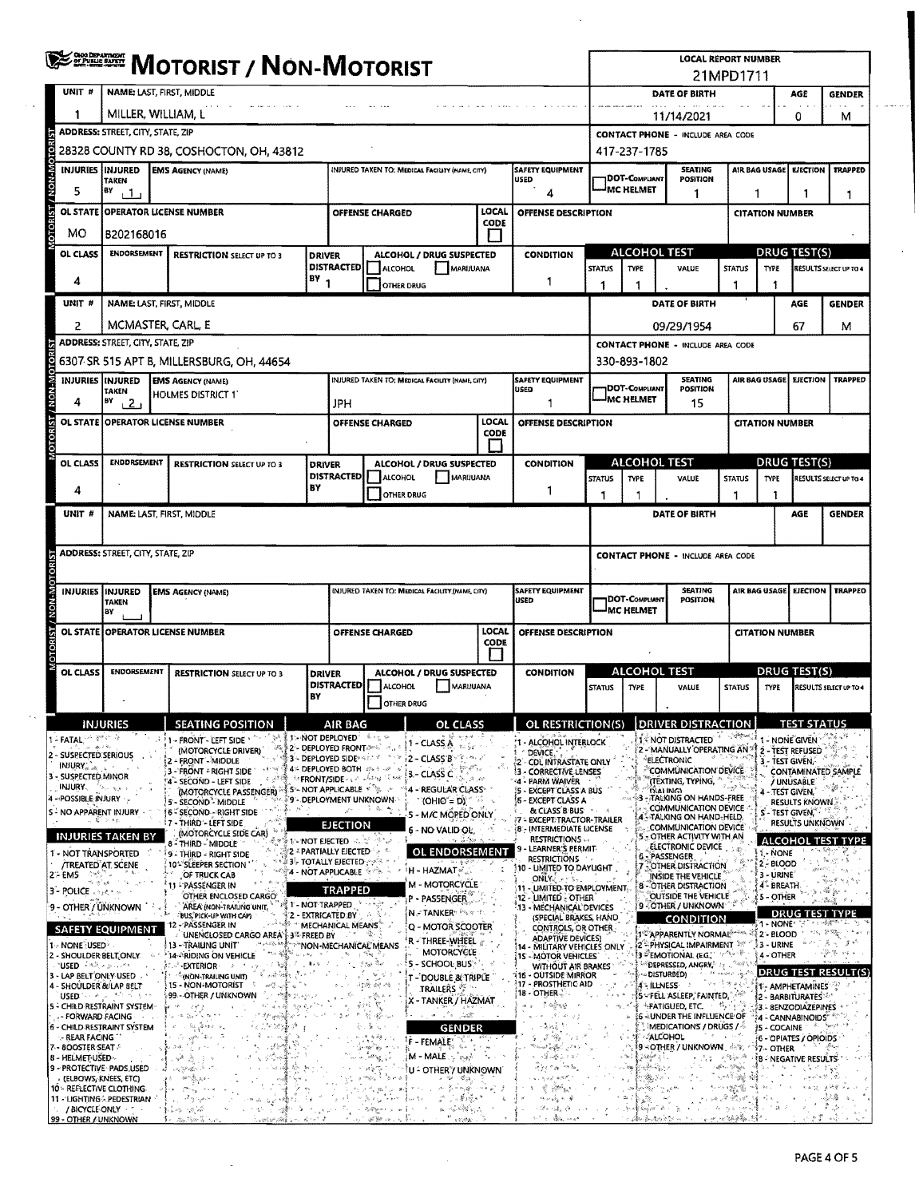# MOTORIST / NON-MOTORIST

OHIO DEPARTMENT OF PUBLIC SAFETY

**LOCAL REPORT NUMBER:** 21MPD1711

## MOTORIST / NON-MOTORIST

| UNIT # | NAME: LAST, FIRST, MIDDLE | DATE OF BIRTH | AGE | GENDER |
|---|---|---|---|---|
| 1 | MILLER, WILLIAM, L | 11/14/2021 | 0 | M |

| ADDRESS: STREET, CITY, STATE, ZIP | CONTACT PHONE - INCLUDE AREA CODE |
|---|---|
| 28328 COUNTY RD 38, COSHOCTON, OH, 43812 | 417-237-1785 |

| INJURIES | INJURED TAKEN BY | EMS AGENCY (NAME) | INJURED TAKEN TO: MEDICAL FACILITY (NAME, CITY) | SAFETY EQUIPMENT USED | DOT-COMPLIANT MC HELMET | SEATING POSITION | AIR BAG USAGE | EJECTION | TRAPPED |
|---|---|---|---|---|---|---|---|---|---|
| 5 | 1 | | | 4 | | 1 | 1 | 1 | 1 |

| OL STATE | OPERATOR LICENSE NUMBER | OFFENSE CHARGED | LOCAL CODE | OFFENSE DESCRIPTION | CITATION NUMBER |
|---|---|---|---|---|---|
| MO | B202168016 | | | | |

| OL CLASS | ENDORSEMENT | RESTRICTION SELECT UP TO 3 | DRIVER DISTRACTED BY | ALCOHOL / DRUG SUSPECTED | CONDITION | ALCOHOL TEST STATUS | ALCOHOL TEST TYPE | ALCOHOL TEST VALUE | DRUG TEST STATUS | DRUG TEST TYPE | DRUG TEST RESULTS SELECT UP TO 4 |
|---|---|---|---|---|---|---|---|---|---|---|---|
| 4 | | | 1 | ☐ ALCOHOL ☐ MARIJUANA ☐ OTHER DRUG | 1 | 1 | 1 | . | 1 | 1 | |

| UNIT # | NAME: LAST, FIRST, MIDDLE | DATE OF BIRTH | AGE | GENDER |
|---|---|---|---|---|
| 2 | MCMASTER, CARL, E | 09/29/1954 | 67 | M |

| ADDRESS: STREET, CITY, STATE, ZIP | CONTACT PHONE - INCLUDE AREA CODE |
|---|---|
| 6307 SR 515 APT B, MILLERSBURG, OH, 44654 | 330-893-1802 |

| INJURIES | INJURED TAKEN BY | EMS AGENCY (NAME) | INJURED TAKEN TO: MEDICAL FACILITY (NAME, CITY) | SAFETY EQUIPMENT USED | DOT-COMPLIANT MC HELMET | SEATING POSITION | AIR BAG USAGE | EJECTION | TRAPPED |
|---|---|---|---|---|---|---|---|---|---|
| 4 | 2 | HOLMES DISTRICT 1 | JPH | 1 | | 15 | | | |

| OL STATE | OPERATOR LICENSE NUMBER | OFFENSE CHARGED | LOCAL CODE | OFFENSE DESCRIPTION | CITATION NUMBER |
|---|---|---|---|---|---|
| | | | | | |

| OL CLASS | ENDORSEMENT | RESTRICTION SELECT UP TO 3 | DRIVER DISTRACTED BY | ALCOHOL / DRUG SUSPECTED | CONDITION | ALCOHOL TEST STATUS | ALCOHOL TEST TYPE | ALCOHOL TEST VALUE | DRUG TEST STATUS | DRUG TEST TYPE | DRUG TEST RESULTS SELECT UP TO 4 |
|---|---|---|---|---|---|---|---|---|---|---|---|
| 4 | | | | ☐ ALCOHOL ☐ MARIJUANA ☐ OTHER DRUG | 1 | 1 | 1 | . | 1 | 1 | |

| UNIT # | NAME: LAST, FIRST, MIDDLE | DATE OF BIRTH | AGE | GENDER |
|---|---|---|---|---|
| | | | | |

| ADDRESS: STREET, CITY, STATE, ZIP | CONTACT PHONE - INCLUDE AREA CODE |
|---|---|
| | |

| INJURIES | INJURED TAKEN BY | EMS AGENCY (NAME) | INJURED TAKEN TO: MEDICAL FACILITY (NAME, CITY) | SAFETY EQUIPMENT USED | DOT-COMPLIANT MC HELMET | SEATING POSITION | AIR BAG USAGE | EJECTION | TRAPPED |
|---|---|---|---|---|---|---|---|---|---|
| | | | | | | | | | |

| OL STATE | OPERATOR LICENSE NUMBER | OFFENSE CHARGED | LOCAL CODE | OFFENSE DESCRIPTION | CITATION NUMBER |
|---|---|---|---|---|---|
| | | | | | |

| OL CLASS | ENDORSEMENT | RESTRICTION SELECT UP TO 3 | DRIVER DISTRACTED BY | ALCOHOL / DRUG SUSPECTED | CONDITION | ALCOHOL TEST STATUS | ALCOHOL TEST TYPE | ALCOHOL TEST VALUE | DRUG TEST STATUS | DRUG TEST TYPE | DRUG TEST RESULTS SELECT UP TO 4 |
|---|---|---|---|---|---|---|---|---|---|---|---|
| | | | | ☐ ALCOHOL ☐ MARIJUANA ☐ OTHER DRUG | | | | . | | | |

## CODES

**INJURIES**
1 - FATAL
2 - SUSPECTED SERIOUS INJURY
3 - SUSPECTED MINOR INJURY
4 - POSSIBLE INJURY
5 - NO APPARENT INJURY

**INJURIES TAKEN BY**
1 - NOT TRANSPORTED /TREATED AT SCENE
2 - EMS
3 - POLICE
9 - OTHER / UNKNOWN

**SAFETY EQUIPMENT**
1 - NONE USED
2 - SHOULDER BELT ONLY USED
3 - LAP BELT ONLY USED
4 - SHOULDER & LAP BELT USED
5 - CHILD RESTRAINT SYSTEM - FORWARD FACING
6 - CHILD RESTRAINT SYSTEM - REAR FACING
7 - BOOSTER SEAT
8 - HELMET USED
9 - PROTECTIVE PADS USED (ELBOWS, KNEES, ETC)
10 - REFLECTIVE CLOTHING
11 - LIGHTING - PEDESTRIAN / BICYCLE ONLY
99 - OTHER / UNKNOWN

**SEATING POSITION**
1 - FRONT - LEFT SIDE (MOTORCYCLE DRIVER)
2 - FRONT - MIDDLE
3 - FRONT - RIGHT SIDE
4 - SECOND - LEFT SIDE (MOTORCYCLE PASSENGER)
5 - SECOND - MIDDLE
6 - SECOND - RIGHT SIDE
7 - THIRD - LEFT SIDE (MOTORCYCLE SIDE CAR)
8 - THIRD - MIDDLE
9 - THIRD - RIGHT SIDE
10 - SLEEPER SECTION OF TRUCK CAB
11 - PASSENGER IN OTHER ENCLOSED CARGO AREA (NON-TRAILING UNIT, BUS, PICK-UP WITH CAP)
12 - PASSENGER IN UNENCLOSED CARGO AREA
13 - TRAILING UNIT
14 - RIDING ON VEHICLE EXTERIOR (NON-TRAILING UNIT)
15 - NON-MOTORIST
99 - OTHER / UNKNOWN

**AIR BAG**
1 - NOT DEPLOYED
2 - DEPLOYED FRONT
3 - DEPLOYED SIDE
4 - DEPLOYED BOTH FRONT/SIDE
5 - NOT APPLICABLE
9 - DEPLOYMENT UNKNOWN

**EJECTION**
1 - NOT EJECTED
2 - PARTIALLY EJECTED
3 - TOTALLY EJECTED
4 - NOT APPLICABLE

**TRAPPED**
1 - NOT TRAPPED
2 - EXTRICATED BY MECHANICAL MEANS
3 - FREED BY NON-MECHANICAL MEANS

**OL CLASS**
1 - CLASS A
2 - CLASS B
3 - CLASS C
4 - REGULAR CLASS (OHIO = D)
5 - M/C MOPED ONLY
6 - NO VALID OL

**OL ENDORSEMENT**
H - HAZMAT
M - MOTORCYCLE
P - PASSENGER
N - TANKER
Q - MOTOR SCOOTER
R - THREE-WHEEL MOTORCYCLE
S - SCHOOL BUS
T - DOUBLE & TRIPLE TRAILERS
X - TANKER / HAZMAT

**GENDER**
F - FEMALE
M - MALE
U - OTHER / UNKNOWN

**OL RESTRICTION(S)**
1 - ALCOHOL INTERLOCK DEVICE
2 - CDL INTRASTATE ONLY
3 - CORRECTIVE LENSES
4 - FARM WAIVER
5 - EXCEPT CLASS A BUS
6 - EXCEPT CLASS A & CLASS B BUS
7 - EXCEPT TRACTOR-TRAILER
8 - INTERMEDIATE LICENSE RESTRICTIONS
9 - LEARNER'S PERMIT RESTRICTIONS
10 - LIMITED TO DAYLIGHT ONLY
11 - LIMITED TO EMPLOYMENT
12 - LIMITED - OTHER
13 - MECHANICAL DEVICES (SPECIAL BRAKES, HAND CONTROLS, OR OTHER ADAPTIVE DEVICES)
14 - MILITARY VEHICLES ONLY
15 - MOTOR VEHICLES WITHOUT AIR BRAKES
16 - OUTSIDE MIRROR
17 - PROSTHETIC AID
18 - OTHER

**DRIVER DISTRACTION**
1 - NOT DISTRACTED
2 - MANUALLY OPERATING AN ELECTRONIC COMMUNICATION DEVICE (TEXTING, TYPING, DIALING)
3 - TALKING ON HANDS-FREE COMMUNICATION DEVICE
4 - TALKING ON HAND-HELD COMMUNICATION DEVICE
5 - OTHER ACTIVITY WITH AN ELECTRONIC DEVICE
6 - PASSENGER
7 - OTHER DISTRACTION INSIDE THE VEHICLE
8 - OTHER DISTRACTION OUTSIDE THE VEHICLE
9 - OTHER / UNKNOWN

**CONDITION**
1 - APPARENTLY NORMAL
2 - PHYSICAL IMPAIRMENT
3 - EMOTIONAL (E.G., DEPRESSED, ANGRY, DISTURBED)
4 - ILLNESS
5 - FELL ASLEEP, FAINTED, FATIGUED, ETC.
6 - UNDER THE INFLUENCE OF MEDICATIONS / DRUGS / ALCOHOL
9 - OTHER / UNKNOWN

**TEST STATUS**
1 - NONE GIVEN
2 - TEST REFUSED
3 - TEST GIVEN, CONTAMINATED SAMPLE / UNUSABLE
4 - TEST GIVEN, RESULTS KNOWN
5 - TEST GIVEN, RESULTS UNKNOWN

**ALCOHOL TEST TYPE**
1 - NONE
2 - BLOOD
3 - URINE
4 - BREATH
5 - OTHER

**DRUG TEST TYPE**
1 - NONE
2 - BLOOD
3 - URINE
4 - OTHER

**DRUG TEST RESULT(S)**
1 - AMPHETAMINES
2 - BARBITURATES
3 - BENZODIAZEPINES
4 - CANNABINOIDS
5 - COCAINE
6 - OPIATES / OPIOIDS
7 - OTHER
8 - NEGATIVE RESULTS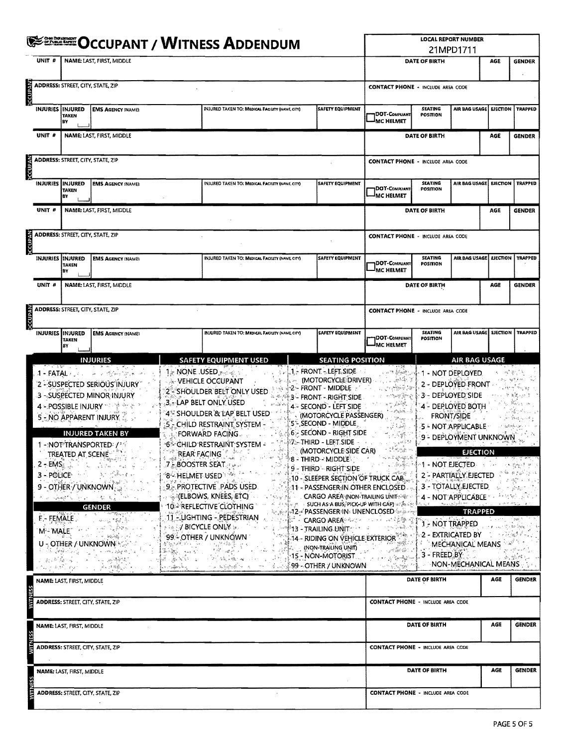# OCCUPANT / WITNESS ADDENDUM

Ohio Department of Public Safety

**LOCAL REPORT NUMBER**
21MPD1711

## OCCUPANT

| UNIT # | NAME: LAST, FIRST, MIDDLE | | | | DATE OF BIRTH | | AGE | GENDER |
|---|---|---|---|---|---|---|---|---|
| | | | | | | | | |
| ADDRESS: STREET, CITY, STATE, ZIP | | | | | CONTACT PHONE - INCLUDE AREA CODE | | | |
| | | | | | | | | |
| INJURIES | INJURED TAKEN BY | EMS AGENCY (NAME) | INJURED TAKEN TO: MEDICAL FACILITY (NAME, CITY) | SAFETY EQUIPMENT | DOT-COMPLIANT MC HELMET | SEATING POSITION | AIR BAG USAGE | EJECTION / TRAPPED |
| | | | | | | | | |

## OCCUPANT

| UNIT # | NAME: LAST, FIRST, MIDDLE | | | | DATE OF BIRTH | | AGE | GENDER |
|---|---|---|---|---|---|---|---|---|
| | | | | | | | | |
| ADDRESS: STREET, CITY, STATE, ZIP | | | | | CONTACT PHONE - INCLUDE AREA CODE | | | |
| | | | | | | | | |
| INJURIES | INJURED TAKEN BY | EMS AGENCY (NAME) | INJURED TAKEN TO: MEDICAL FACILITY (NAME, CITY) | SAFETY EQUIPMENT | DOT-COMPLIANT MC HELMET | SEATING POSITION | AIR BAG USAGE | EJECTION / TRAPPED |
| | | | | | | | | |

## OCCUPANT

| UNIT # | NAME: LAST, FIRST, MIDDLE | | | | DATE OF BIRTH | | AGE | GENDER |
|---|---|---|---|---|---|---|---|---|
| | | | | | | | | |
| ADDRESS: STREET, CITY, STATE, ZIP | | | | | CONTACT PHONE - INCLUDE AREA CODE | | | |
| | | | | | | | | |
| INJURIES | INJURED TAKEN BY | EMS AGENCY (NAME) | INJURED TAKEN TO: MEDICAL FACILITY (NAME, CITY) | SAFETY EQUIPMENT | DOT-COMPLIANT MC HELMET | SEATING POSITION | AIR BAG USAGE | EJECTION / TRAPPED |
| | | | | | | | | |

## OCCUPANT

| UNIT # | NAME: LAST, FIRST, MIDDLE | | | | DATE OF BIRTH | | AGE | GENDER |
|---|---|---|---|---|---|---|---|---|
| | | | | | | | | |
| ADDRESS: STREET, CITY, STATE, ZIP | | | | | CONTACT PHONE - INCLUDE AREA CODE | | | |
| | | | | | | | | |
| INJURIES | INJURED TAKEN BY | EMS AGENCY (NAME) | INJURED TAKEN TO: MEDICAL FACILITY (NAME, CITY) | SAFETY EQUIPMENT | DOT-COMPLIANT MC HELMET | SEATING POSITION | AIR BAG USAGE | EJECTION / TRAPPED |
| | | | | | | | | |

### INJURIES
1 - FATAL
2 - SUSPECTED SERIOUS INJURY
3 - SUSPECTED MINOR INJURY
4 - POSSIBLE INJURY
5 - NO APPARENT INJURY

### INJURED TAKEN BY
1 - NOT TRANSPORTED / TREATED AT SCENE
2 - EMS
3 - POLICE
9 - OTHER / UNKNOWN

### GENDER
F - FEMALE
M - MALE
U - OTHER / UNKNOWN

### SAFETY EQUIPMENT USED
1 - NONE USED - VEHICLE OCCUPANT
2 - SHOULDER BELT ONLY USED
3 - LAP BELT ONLY USED
4 - SHOULDER & LAP BELT USED
5 - CHILD RESTRAINT SYSTEM - FORWARD FACING
6 - CHILD RESTRAINT SYSTEM - REAR FACING
7 - BOOSTER SEAT
8 - HELMET USED
9 - PROTECTIVE PADS USED (ELBOWS, KNEES, ETC)
10 - REFLECTIVE CLOTHING
11 - LIGHTING - PEDESTRIAN / BICYCLE ONLY
99 - OTHER / UNKNOWN

### SEATING POSITION
1 - FRONT - LEFT SIDE (MOTORCYCLE DRIVER)
2 - FRONT - MIDDLE
3 - FRONT - RIGHT SIDE
4 - SECOND - LEFT SIDE (MOTORCYCLE PASSENGER)
5 - SECOND - MIDDLE
6 - SECOND - RIGHT SIDE
7 - THIRD - LEFT SIDE (MOTORCYCLE SIDE CAR)
8 - THIRD - MIDDLE
9 - THIRD - RIGHT SIDE
10 - SLEEPER SECTION OF TRUCK CAB
11 - PASSENGER IN OTHER ENCLOSED CARGO AREA (NON-TRAILING UNIT SUCH AS A BUS, PICK-UP WITH CAP)
12 - PASSENGER IN UNENCLOSED CARGO AREA
13 - TRAILING UNIT
14 - RIDING ON VEHICLE EXTERIOR (NON-TRAILING UNIT)
15 - NON-MOTORIST
99 - OTHER / UNKNOWN

### AIR BAG USAGE
1 - NOT DEPLOYED
2 - DEPLOYED FRONT
3 - DEPLOYED SIDE
4 - DEPLOYED BOTH FRONT/SIDE
5 - NOT APPLICABLE
9 - DEPLOYMENT UNKNOWN

### EJECTION
1 - NOT EJECTED
2 - PARTIALLY EJECTED
3 - TOTALLY EJECTED
4 - NOT APPLICABLE

### TRAPPED
1 - NOT TRAPPED
2 - EXTRICATED BY MECHANICAL MEANS
3 - FREED BY NON-MECHANICAL MEANS

## WITNESS

| NAME: LAST, FIRST, MIDDLE | DATE OF BIRTH | AGE | GENDER |
|---|---|---|---|
| | | | |
| ADDRESS: STREET, CITY, STATE, ZIP | CONTACT PHONE - INCLUDE AREA CODE | | |
| | | | |

## WITNESS

| NAME: LAST, FIRST, MIDDLE | DATE OF BIRTH | AGE | GENDER |
|---|---|---|---|
| | | | |
| ADDRESS: STREET, CITY, STATE, ZIP | CONTACT PHONE - INCLUDE AREA CODE | | |
| | | | |

## WITNESS

| NAME: LAST, FIRST, MIDDLE | DATE OF BIRTH | AGE | GENDER |
|---|---|---|---|
| | | | |
| ADDRESS: STREET, CITY, STATE, ZIP | CONTACT PHONE - INCLUDE AREA CODE | | |
| | | | |